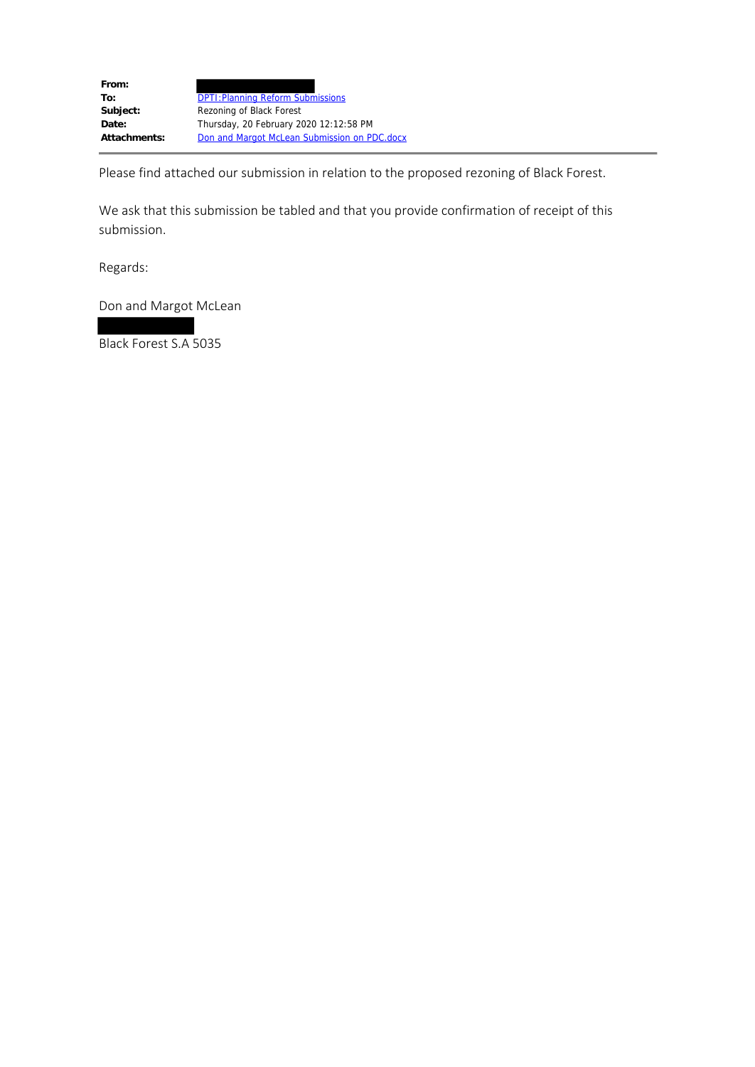**From:**
**To:** DPTI:Planning Reform Submissions
**Subject:** Rezoning of Black Forest
**Date:** Thursday, 20 February 2020 12:12:58 PM
**Attachments:** Don and Margot McLean Submission on PDC.docx

---

Please find attached our submission in relation to the proposed rezoning of Black Forest.

We ask that this submission be tabled and that you provide confirmation of receipt of this submission.

Regards:

Don and Margot McLean

Black Forest S.A 5035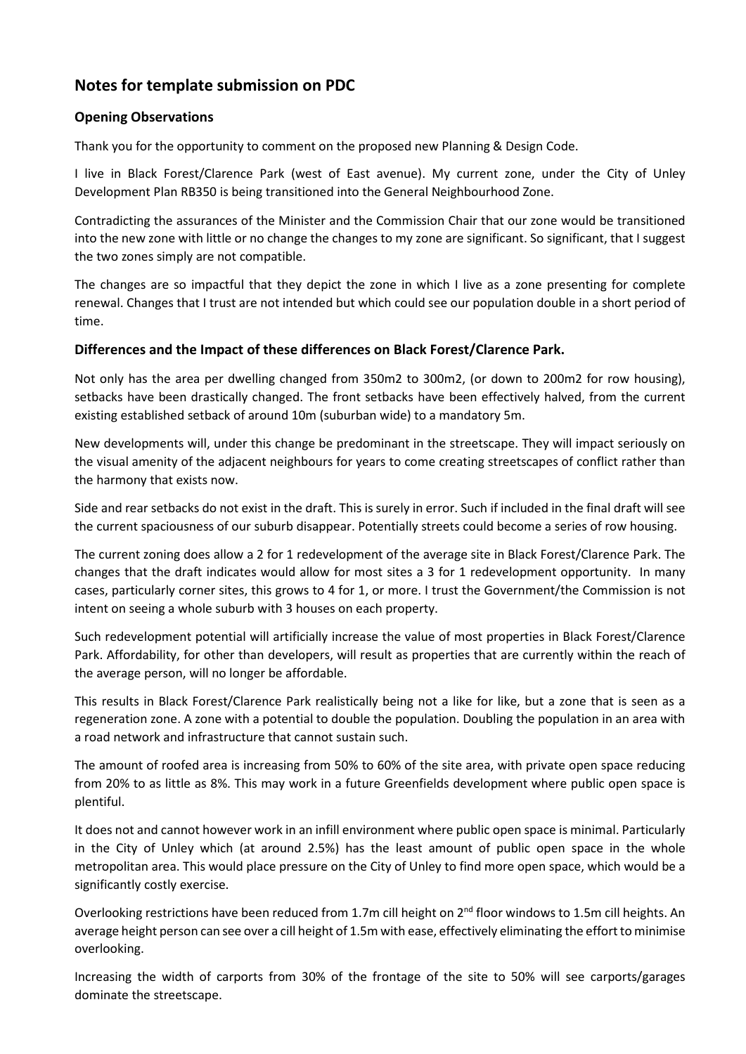## Notes for template submission on PDC

### Opening Observations

Thank you for the opportunity to comment on the proposed new Planning & Design Code.

I live in Black Forest/Clarence Park (west of East avenue). My current zone, under the City of Unley Development Plan RB350 is being transitioned into the General Neighbourhood Zone.

Contradicting the assurances of the Minister and the Commission Chair that our zone would be transitioned into the new zone with little or no change the changes to my zone are significant. So significant, that I suggest the two zones simply are not compatible.

The changes are so impactful that they depict the zone in which I live as a zone presenting for complete renewal. Changes that I trust are not intended but which could see our population double in a short period of time.

### Differences and the Impact of these differences on Black Forest/Clarence Park.

Not only has the area per dwelling changed from 350m2 to 300m2, (or down to 200m2 for row housing), setbacks have been drastically changed. The front setbacks have been effectively halved, from the current existing established setback of around 10m (suburban wide) to a mandatory 5m.

New developments will, under this change be predominant in the streetscape. They will impact seriously on the visual amenity of the adjacent neighbours for years to come creating streetscapes of conflict rather than the harmony that exists now.

Side and rear setbacks do not exist in the draft. This is surely in error. Such if included in the final draft will see the current spaciousness of our suburb disappear. Potentially streets could become a series of row housing.

The current zoning does allow a 2 for 1 redevelopment of the average site in Black Forest/Clarence Park. The changes that the draft indicates would allow for most sites a 3 for 1 redevelopment opportunity. In many cases, particularly corner sites, this grows to 4 for 1, or more. I trust the Government/the Commission is not intent on seeing a whole suburb with 3 houses on each property.

Such redevelopment potential will artificially increase the value of most properties in Black Forest/Clarence Park. Affordability, for other than developers, will result as properties that are currently within the reach of the average person, will no longer be affordable.

This results in Black Forest/Clarence Park realistically being not a like for like, but a zone that is seen as a regeneration zone. A zone with a potential to double the population. Doubling the population in an area with a road network and infrastructure that cannot sustain such.

The amount of roofed area is increasing from 50% to 60% of the site area, with private open space reducing from 20% to as little as 8%. This may work in a future Greenfields development where public open space is plentiful.

It does not and cannot however work in an infill environment where public open space is minimal. Particularly in the City of Unley which (at around 2.5%) has the least amount of public open space in the whole metropolitan area. This would place pressure on the City of Unley to find more open space, which would be a significantly costly exercise.

Overlooking restrictions have been reduced from 1.7m cill height on 2nd floor windows to 1.5m cill heights. An average height person can see over a cill height of 1.5m with ease, effectively eliminating the effort to minimise overlooking.

Increasing the width of carports from 30% of the frontage of the site to 50% will see carports/garages dominate the streetscape.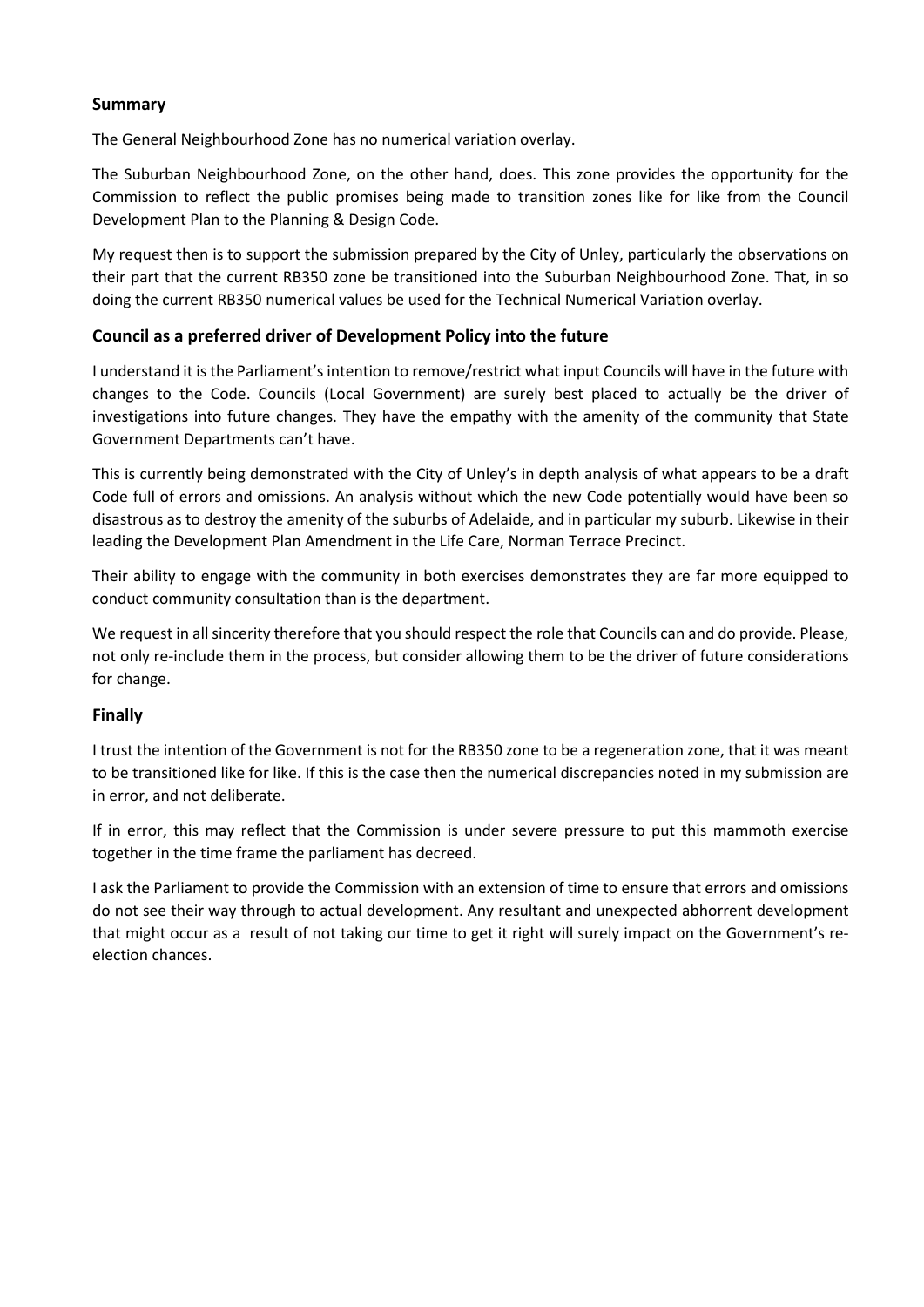## Summary

The General Neighbourhood Zone has no numerical variation overlay.

The Suburban Neighbourhood Zone, on the other hand, does. This zone provides the opportunity for the Commission to reflect the public promises being made to transition zones like for like from the Council Development Plan to the Planning & Design Code.

My request then is to support the submission prepared by the City of Unley, particularly the observations on their part that the current RB350 zone be transitioned into the Suburban Neighbourhood Zone. That, in so doing the current RB350 numerical values be used for the Technical Numerical Variation overlay.

## Council as a preferred driver of Development Policy into the future

I understand it is the Parliament's intention to remove/restrict what input Councils will have in the future with changes to the Code. Councils (Local Government) are surely best placed to actually be the driver of investigations into future changes. They have the empathy with the amenity of the community that State Government Departments can't have.

This is currently being demonstrated with the City of Unley's in depth analysis of what appears to be a draft Code full of errors and omissions. An analysis without which the new Code potentially would have been so disastrous as to destroy the amenity of the suburbs of Adelaide, and in particular my suburb. Likewise in their leading the Development Plan Amendment in the Life Care, Norman Terrace Precinct.

Their ability to engage with the community in both exercises demonstrates they are far more equipped to conduct community consultation than is the department.

We request in all sincerity therefore that you should respect the role that Councils can and do provide. Please, not only re-include them in the process, but consider allowing them to be the driver of future considerations for change.

## Finally

I trust the intention of the Government is not for the RB350 zone to be a regeneration zone, that it was meant to be transitioned like for like. If this is the case then the numerical discrepancies noted in my submission are in error, and not deliberate.

If in error, this may reflect that the Commission is under severe pressure to put this mammoth exercise together in the time frame the parliament has decreed.

I ask the Parliament to provide the Commission with an extension of time to ensure that errors and omissions do not see their way through to actual development. Any resultant and unexpected abhorrent development that might occur as a result of not taking our time to get it right will surely impact on the Government's re-election chances.